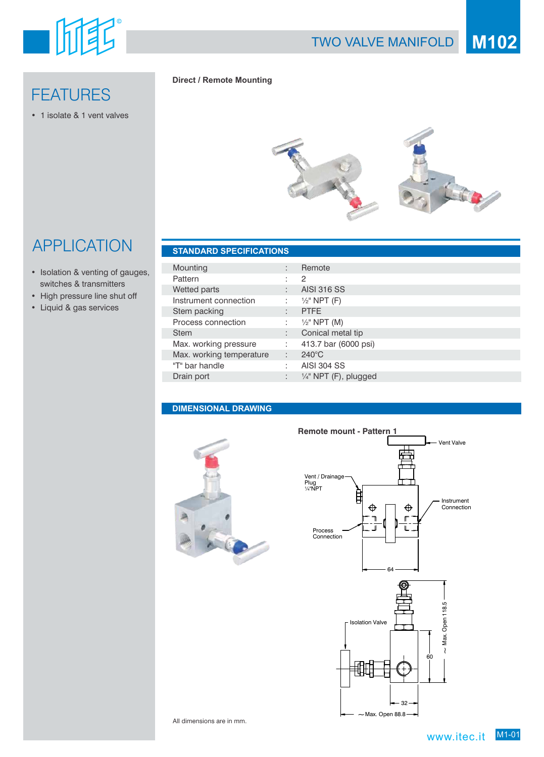# TWO VALVE MANIFOLD M102

## FEATURES

- 1 isolate & 1 vent valves

## APPLICATION

- Isolation & venting of gauges, switches & transmitters
- High pressure line shut off
- Liquid & gas services

**Direct / Remote Mounting**

## STANDARD SPECIFICATIONS

| | | |
|---|---|---|
| Mounting | : | Remote |
| Pattern | : | 2 |
| Wetted parts | : | AISI 316 SS |
| Instrument connection | : | ½" NPT (F) |
| Stem packing | : | PTFE |
| Process connection | : | ½" NPT (M) |
| Stem | : | Conical metal tip |
| Max. working pressure | : | 413.7 bar (6000 psi) |
| Max. working temperature | : | 240°C |
| "T" bar handle | : | AISI 304 SS |
| Drain port | : | ¼" NPT (F), plugged |

## DIMENSIONAL DRAWING

**Remote mount - Pattern 1**

Vent Valve

Vent / Drainage Plug ¼"NPT

Instrument Connection

Process Connection

64

Isolation Valve

~ Max. Open 118.5

60

32

~ Max. Open 88.8

All dimensions are in mm.

www.itec.it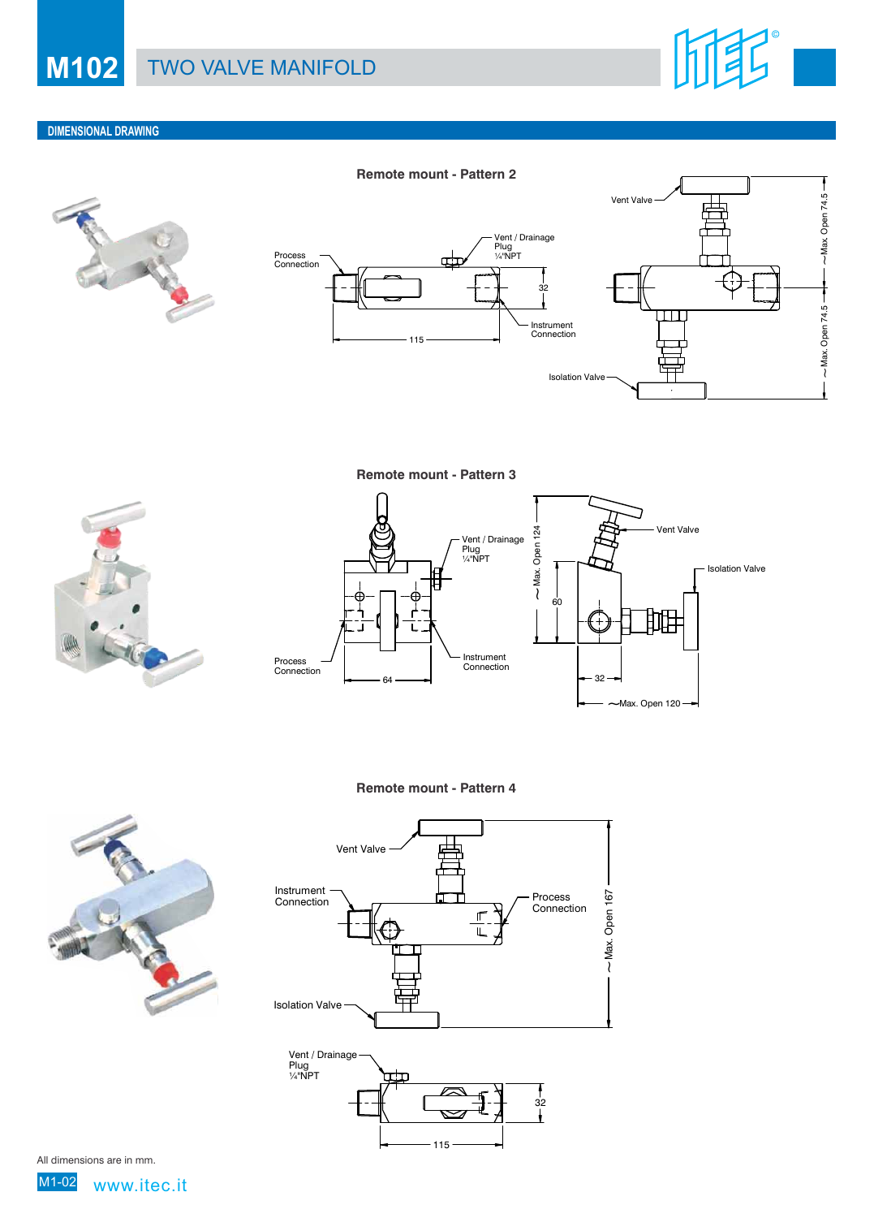# M102 TWO VALVE MANIFOLD

## DIMENSIONAL DRAWING

### Remote mount - Pattern 2

Process Connection

Vent / Drainage Plug ¼"NPT

32

Instrument Connection

115

Vent Valve

~Max. Open 74.5

~Max. Open 74.5

Isolation Valve

### Remote mount - Pattern 3

Vent / Drainage Plug ¼"NPT

Process Connection

Instrument Connection

64

~Max. Open 124

60

Vent Valve

Isolation Valve

32

~Max. Open 120

### Remote mount - Pattern 4

Vent Valve

Instrument Connection

Process Connection

~Max. Open 167

Isolation Valve

Vent / Drainage Plug ¼"NPT

32

115

All dimensions are in mm.

www.itec.it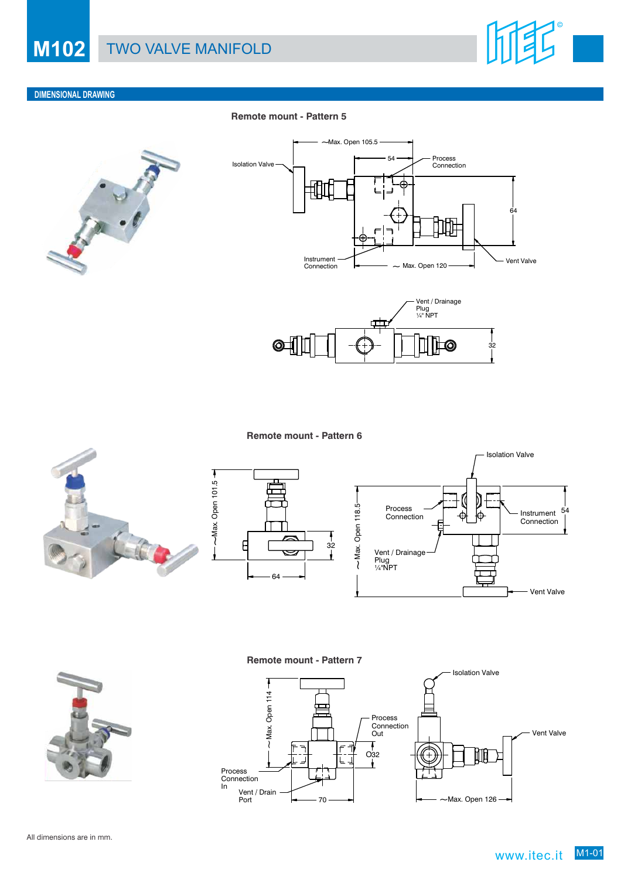# M102 TWO VALVE MANIFOLD

## DIMENSIONAL DRAWING

### Remote mount - Pattern 5

Isolation Valve

~Max. Open 105.5

54

Process Connection

64

Instrument Connection

~ Max. Open 120

Vent Valve

Vent / Drainage Plug ¼" NPT

32

### Remote mount - Pattern 6

~Max. Open 101.5

32

64

Isolation Valve

Process Connection

Instrument Connection

54

~ Max. Open 118.5

Vent / Drainage Plug ¼"NPT

Vent Valve

### Remote mount - Pattern 7

~ Max. Open 114

Process Connection Out

Ö32

Process Connection In

Vent / Drain Port

70

Isolation Valve

Vent Valve

~Max. Open 126

All dimensions are in mm.

www.itec.it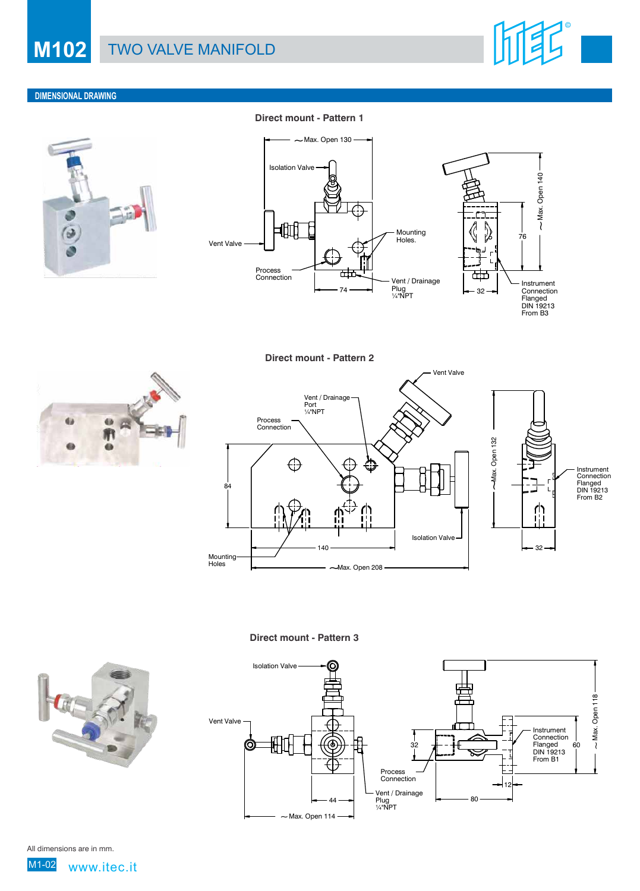# M102 TWO VALVE MANIFOLD

## DIMENSIONAL DRAWING

### Direct mount - Pattern 1

~Max. Open 130

Isolation Valve

Vent Valve

Mounting Holes.

Process Connection

Vent / Drainage Plug ¼"NPT

74

~Max. Open 140

76

32

Instrument Connection Flanged DIN 19213 From B3

### Direct mount - Pattern 2

Vent Valve

Vent / Drainage Port ¼"NPT

Process Connection

84

140

Mounting Holes

Isolation Valve

~Max. Open 208

~Max. Open 132

Instrument Connection Flanged DIN 19213 From B2

32

### Direct mount - Pattern 3

Isolation Valve

Vent Valve

44

~Max. Open 114

32

Process Connection

Vent / Drainage Plug ¼"NPT

80

12

Instrument Connection Flanged DIN 19213 From B1

60

~Max. Open 118

All dimensions are in mm.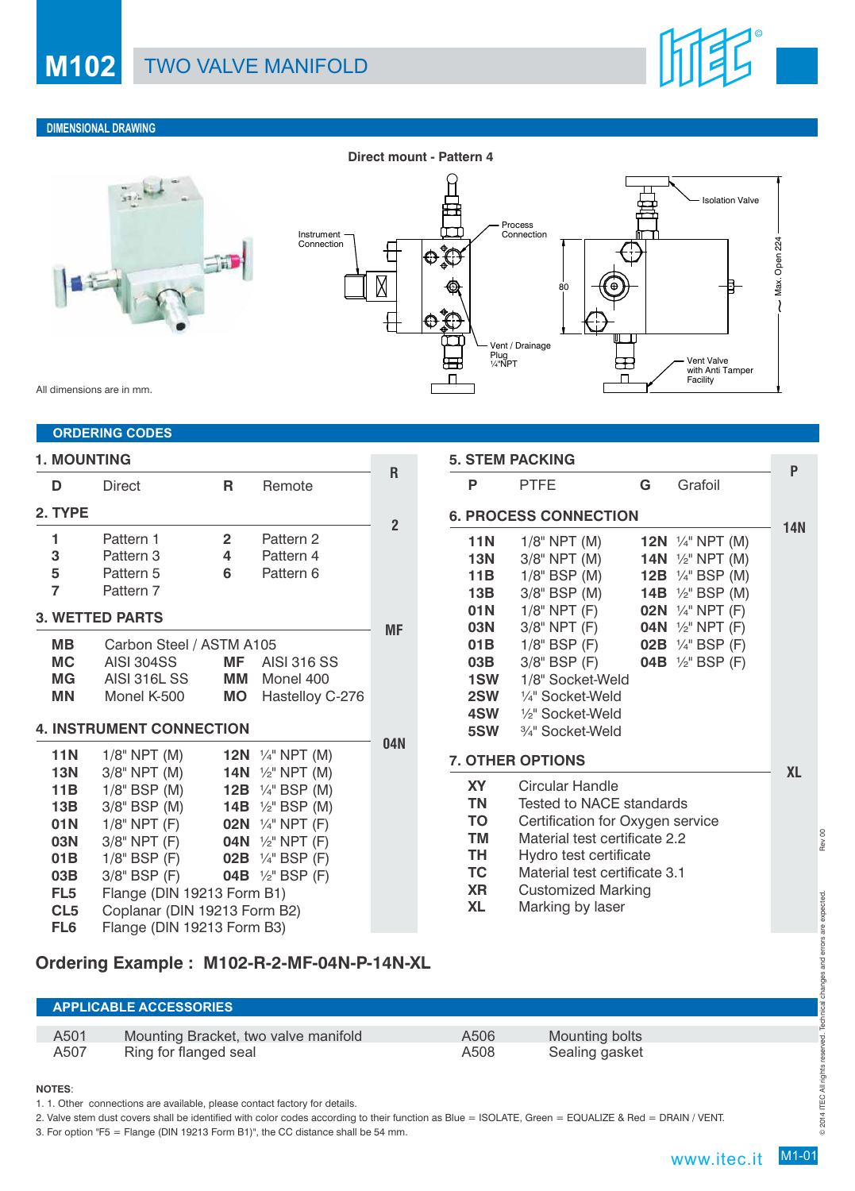# M102 TWO VALVE MANIFOLD

## DIMENSIONAL DRAWING

Direct mount - Pattern 4

Instrument Connection

Process Connection

Isolation Valve

80

Max. Open 224

Vent / Drainage Plug ¼"NPT

Vent Valve with Anti Tamper Facility

All dimensions are in mm.

## ORDERING CODES

### 1. MOUNTING — R

| | | | |
|---|---|---|---|
| D | Direct | R | Remote |

### 2. TYPE — 2

| | | | |
|---|---|---|---|
| 1 | Pattern 1 | 2 | Pattern 2 |
| 3 | Pattern 3 | 4 | Pattern 4 |
| 5 | Pattern 5 | 6 | Pattern 6 |
| 7 | Pattern 7 | | |

### 3. WETTED PARTS — MF

| | | | |
|---|---|---|---|
| MB | Carbon Steel / ASTM A105 | | |
| MC | AISI 304SS | MF | AISI 316 SS |
| MG | AISI 316L SS | MM | Monel 400 |
| MN | Monel K-500 | MO | Hastelloy C-276 |

### 4. INSTRUMENT CONNECTION — 04N

| | | | |
|---|---|---|---|
| 11N | 1/8" NPT (M) | 12N | ¼" NPT (M) |
| 13N | 3/8" NPT (M) | 14N | ½" NPT (M) |
| 11B | 1/8" BSP (M) | 12B | ¼" BSP (M) |
| 13B | 3/8" BSP (M) | 14B | ½" BSP (M) |
| 01N | 1/8" NPT (F) | 02N | ¼" NPT (F) |
| 03N | 3/8" NPT (F) | 04N | ½" NPT (F) |
| 01B | 1/8" BSP (F) | 02B | ¼" BSP (F) |
| 03B | 3/8" BSP (F) | 04B | ½" BSP (F) |
| FL5 | Flange (DIN 19213 Form B1) | | |
| CL5 | Coplanar (DIN 19213 Form B2) | | |
| FL6 | Flange (DIN 19213 Form B3) | | |

### 5. STEM PACKING — P

| | | | |
|---|---|---|---|
| P | PTFE | G | Grafoil |

### 6. PROCESS CONNECTION — 14N

| | | | |
|---|---|---|---|
| 11N | 1/8" NPT (M) | 12N | ¼" NPT (M) |
| 13N | 3/8" NPT (M) | 14N | ½" NPT (M) |
| 11B | 1/8" BSP (M) | 12B | ¼" BSP (M) |
| 13B | 3/8" BSP (M) | 14B | ½" BSP (M) |
| 01N | 1/8" NPT (F) | 02N | ¼" NPT (F) |
| 03N | 3/8" NPT (F) | 04N | ½" NPT (F) |
| 01B | 1/8" BSP (F) | 02B | ¼" BSP (F) |
| 03B | 3/8" BSP (F) | 04B | ½" BSP (F) |
| 1SW | 1/8" Socket-Weld | | |
| 2SW | ¼" Socket-Weld | | |
| 4SW | ½" Socket-Weld | | |
| 5SW | ¾" Socket-Weld | | |

### 7. OTHER OPTIONS — XL

| | |
|---|---|
| XY | Circular Handle |
| TN | Tested to NACE standards |
| TO | Certification for Oxygen service |
| TM | Material test certificate 2.2 |
| TH | Hydro test certificate |
| TC | Material test certificate 3.1 |
| XR | Customized Marking |
| XL | Marking by laser |

**Ordering Example : M102-R-2-MF-04N-P-14N-XL**

## APPLICABLE ACCESSORIES

| | | | |
|---|---|---|---|
| A501 | Mounting Bracket, two valve manifold | A506 | Mounting bolts |
| A507 | Ring for flanged seal | A508 | Sealing gasket |

**NOTES**:

1. 1. Other connections are available, please contact factory for details.
2. Valve stem dust covers shall be identified with color codes according to their function as Blue = ISOLATE, Green = EQUALIZE & Red = DRAIN / VENT.
3. For option "F5 = Flange (DIN 19213 Form B1)", the CC distance shall be 54 mm.

© 2014 ITEC All rights reserved. Technical changes and errors are expected. Rev 00

www.itec.it